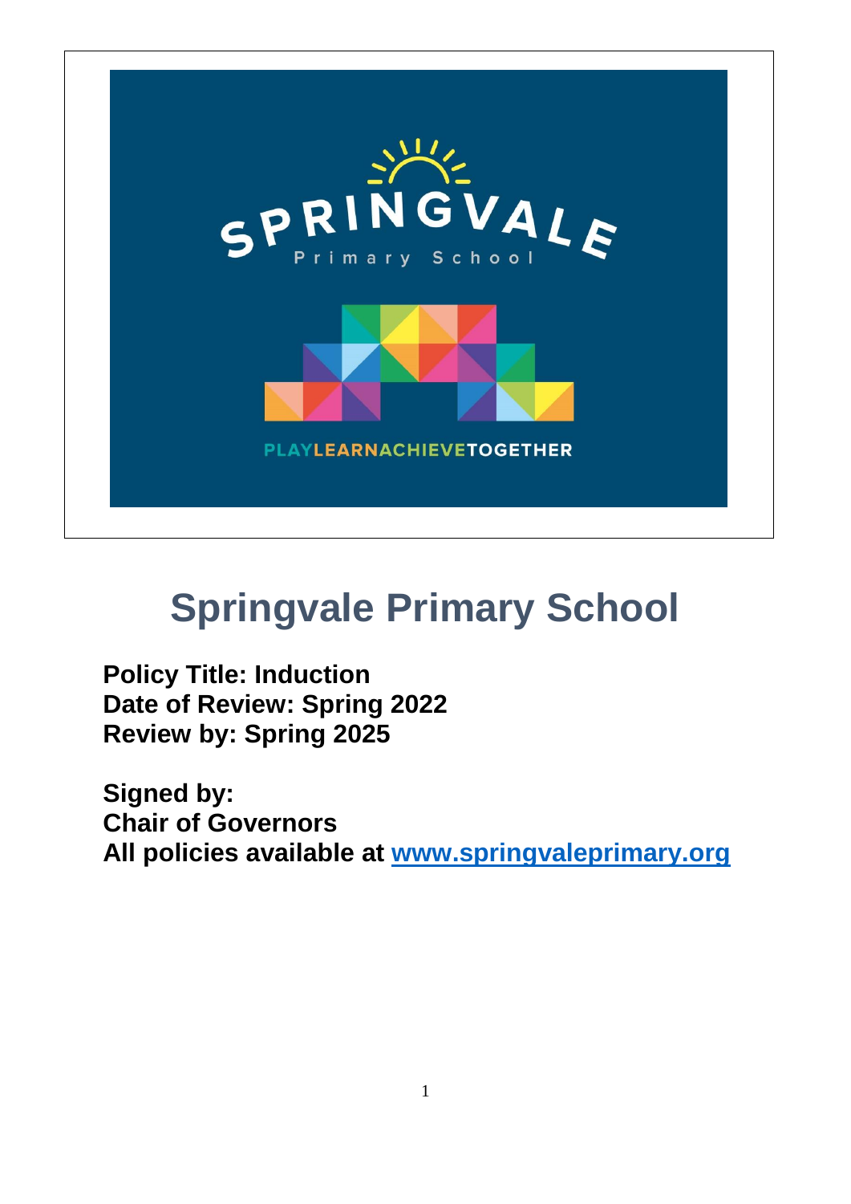# Springvale Primary School

**Policy Title: Induction**
**Date of Review: Spring 2022**
**Review by: Spring 2025**

**Signed by:**
**Chair of Governors**
**All policies available at [www.springvaleprimary.org](http://www.springvaleprimary.org)**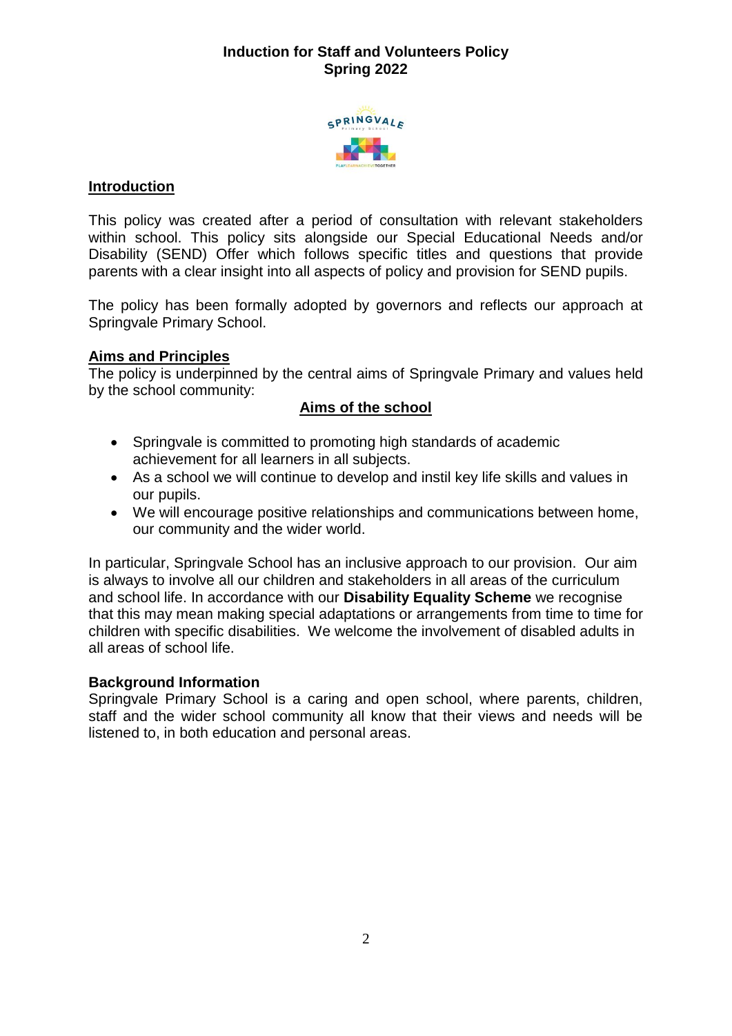**Induction for Staff and Volunteers Policy**
**Spring 2022**

## Introduction

This policy was created after a period of consultation with relevant stakeholders within school. This policy sits alongside our Special Educational Needs and/or Disability (SEND) Offer which follows specific titles and questions that provide parents with a clear insight into all aspects of policy and provision for SEND pupils.

The policy has been formally adopted by governors and reflects our approach at Springvale Primary School.

## Aims and Principles

The policy is underpinned by the central aims of Springvale Primary and values held by the school community:

### Aims of the school

- Springvale is committed to promoting high standards of academic achievement for all learners in all subjects.
- As a school we will continue to develop and instil key life skills and values in our pupils.
- We will encourage positive relationships and communications between home, our community and the wider world.

In particular, Springvale School has an inclusive approach to our provision. Our aim is always to involve all our children and stakeholders in all areas of the curriculum and school life. In accordance with our **Disability Equality Scheme** we recognise that this may mean making special adaptations or arrangements from time to time for children with specific disabilities. We welcome the involvement of disabled adults in all areas of school life.

## Background Information

Springvale Primary School is a caring and open school, where parents, children, staff and the wider school community all know that their views and needs will be listened to, in both education and personal areas.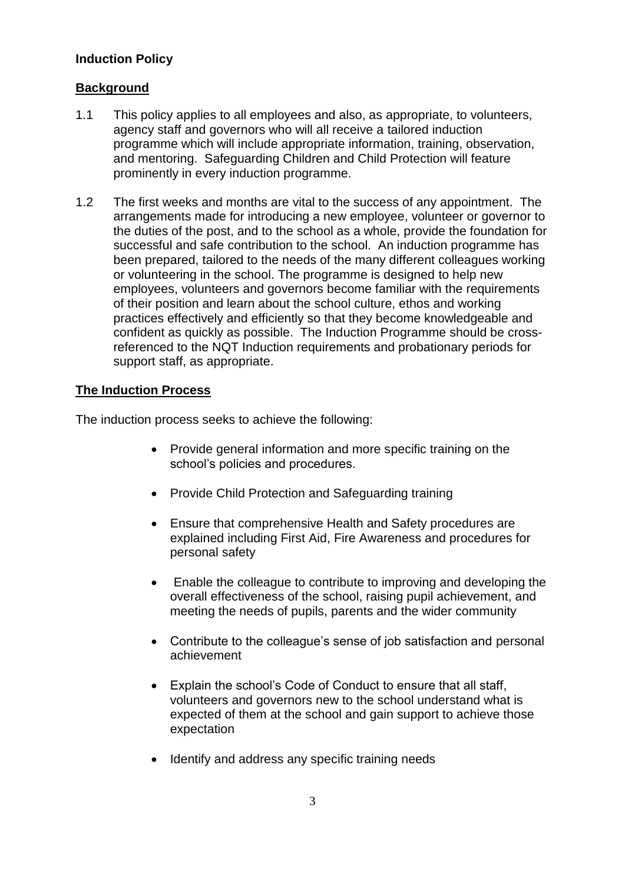**Induction Policy**

## Background

1.1 This policy applies to all employees and also, as appropriate, to volunteers, agency staff and governors who will all receive a tailored induction programme which will include appropriate information, training, observation, and mentoring. Safeguarding Children and Child Protection will feature prominently in every induction programme.

1.2 The first weeks and months are vital to the success of any appointment. The arrangements made for introducing a new employee, volunteer or governor to the duties of the post, and to the school as a whole, provide the foundation for successful and safe contribution to the school. An induction programme has been prepared, tailored to the needs of the many different colleagues working or volunteering in the school. The programme is designed to help new employees, volunteers and governors become familiar with the requirements of their position and learn about the school culture, ethos and working practices effectively and efficiently so that they become knowledgeable and confident as quickly as possible. The Induction Programme should be cross-referenced to the NQT Induction requirements and probationary periods for support staff, as appropriate.

## The Induction Process

The induction process seeks to achieve the following:

- Provide general information and more specific training on the school's policies and procedures.
- Provide Child Protection and Safeguarding training
- Ensure that comprehensive Health and Safety procedures are explained including First Aid, Fire Awareness and procedures for personal safety
- Enable the colleague to contribute to improving and developing the overall effectiveness of the school, raising pupil achievement, and meeting the needs of pupils, parents and the wider community
- Contribute to the colleague's sense of job satisfaction and personal achievement
- Explain the school's Code of Conduct to ensure that all staff, volunteers and governors new to the school understand what is expected of them at the school and gain support to achieve those expectation
- Identify and address any specific training needs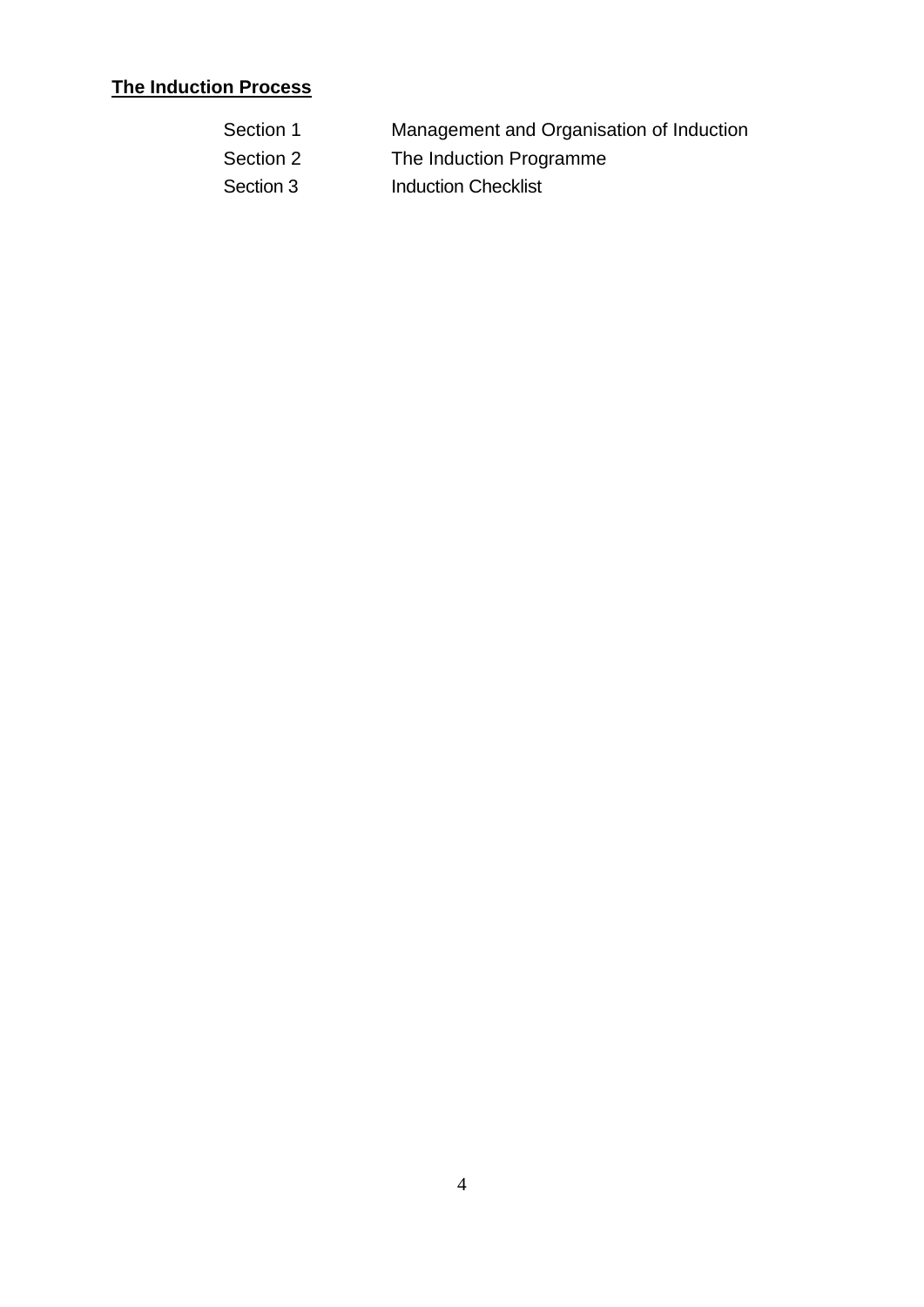**The Induction Process**

| | |
|---|---|
| Section 1 | Management and Organisation of Induction |
| Section 2 | The Induction Programme |
| Section 3 | Induction Checklist |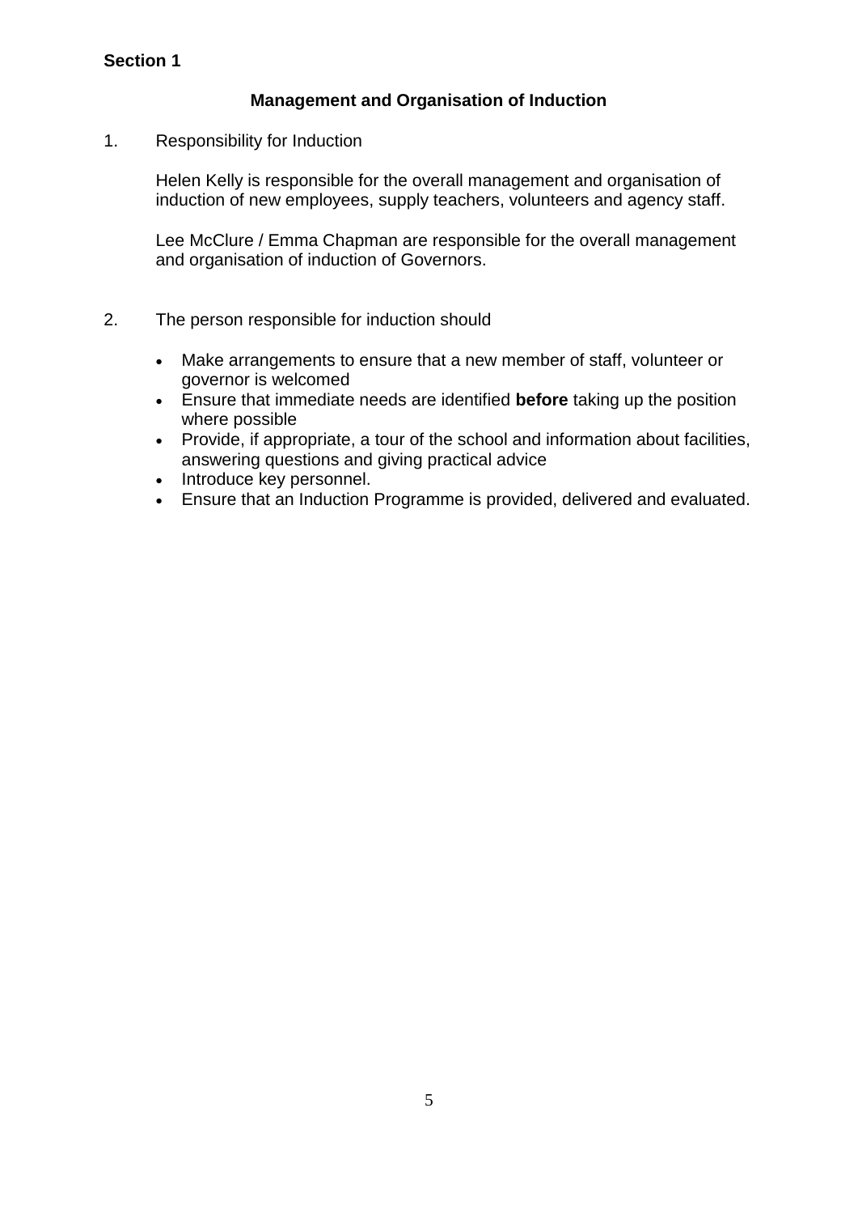**Section 1**

## Management and Organisation of Induction

1. Responsibility for Induction

   Helen Kelly is responsible for the overall management and organisation of induction of new employees, supply teachers, volunteers and agency staff.

   Lee McClure / Emma Chapman are responsible for the overall management and organisation of induction of Governors.

2. The person responsible for induction should

   - Make arrangements to ensure that a new member of staff, volunteer or governor is welcomed
   - Ensure that immediate needs are identified **before** taking up the position where possible
   - Provide, if appropriate, a tour of the school and information about facilities, answering questions and giving practical advice
   - Introduce key personnel.
   - Ensure that an Induction Programme is provided, delivered and evaluated.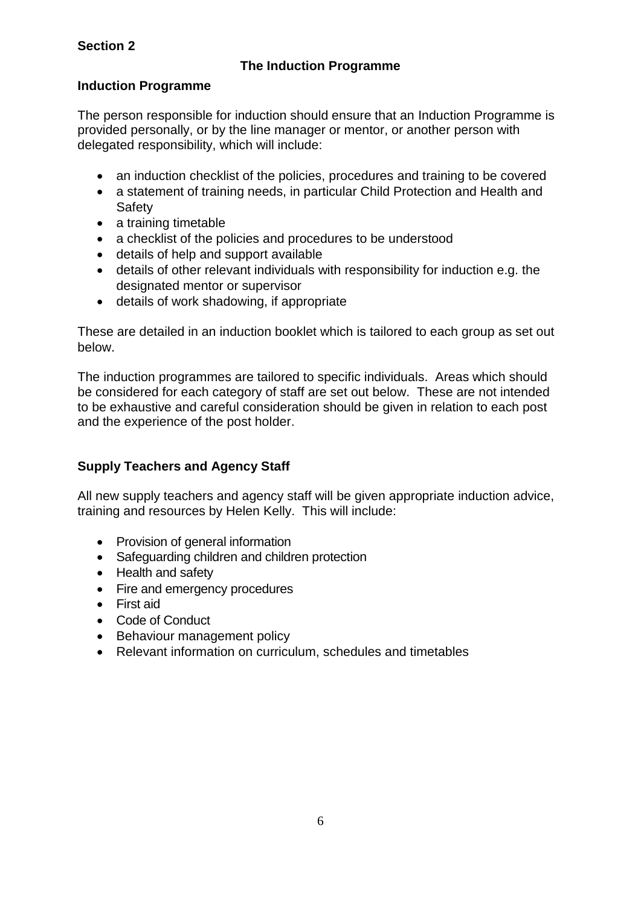**Section 2**

## The Induction Programme

### Induction Programme

The person responsible for induction should ensure that an Induction Programme is provided personally, or by the line manager or mentor, or another person with delegated responsibility, which will include:

- an induction checklist of the policies, procedures and training to be covered
- a statement of training needs, in particular Child Protection and Health and Safety
- a training timetable
- a checklist of the policies and procedures to be understood
- details of help and support available
- details of other relevant individuals with responsibility for induction e.g. the designated mentor or supervisor
- details of work shadowing, if appropriate

These are detailed in an induction booklet which is tailored to each group as set out below.

The induction programmes are tailored to specific individuals. Areas which should be considered for each category of staff are set out below. These are not intended to be exhaustive and careful consideration should be given in relation to each post and the experience of the post holder.

### Supply Teachers and Agency Staff

All new supply teachers and agency staff will be given appropriate induction advice, training and resources by Helen Kelly. This will include:

- Provision of general information
- Safeguarding children and children protection
- Health and safety
- Fire and emergency procedures
- First aid
- Code of Conduct
- Behaviour management policy
- Relevant information on curriculum, schedules and timetables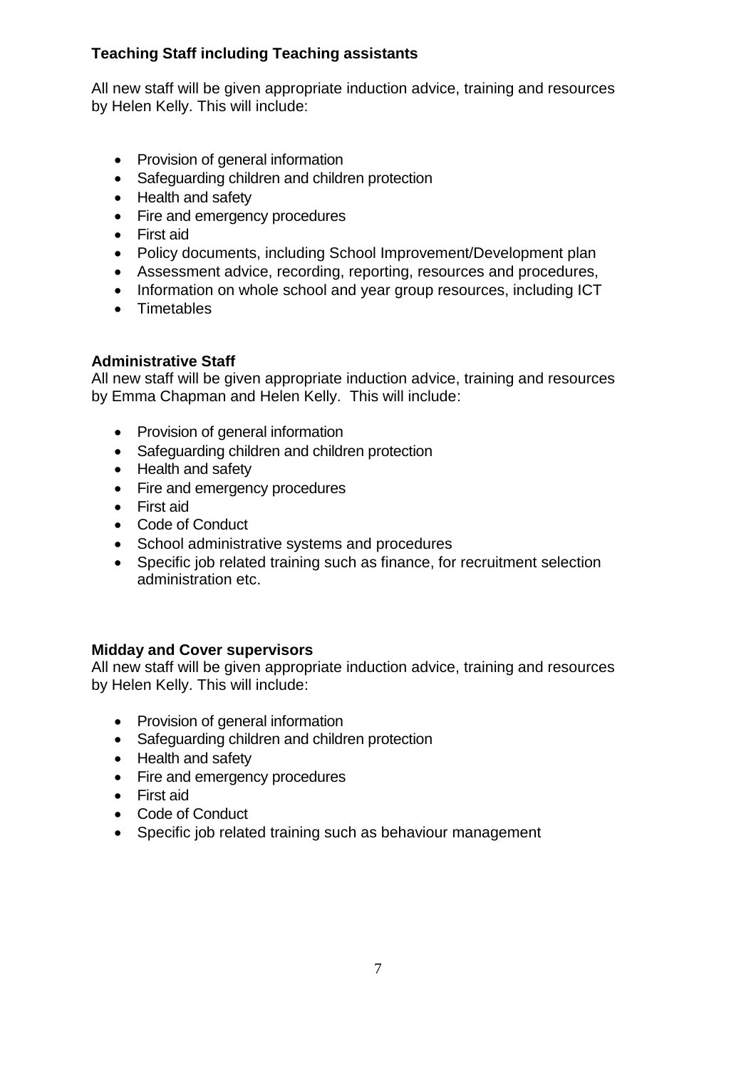**Teaching Staff including Teaching assistants**

All new staff will be given appropriate induction advice, training and resources by Helen Kelly. This will include:

- Provision of general information
- Safeguarding children and children protection
- Health and safety
- Fire and emergency procedures
- First aid
- Policy documents, including School Improvement/Development plan
- Assessment advice, recording, reporting, resources and procedures,
- Information on whole school and year group resources, including ICT
- Timetables

**Administrative Staff**

All new staff will be given appropriate induction advice, training and resources by Emma Chapman and Helen Kelly. This will include:

- Provision of general information
- Safeguarding children and children protection
- Health and safety
- Fire and emergency procedures
- First aid
- Code of Conduct
- School administrative systems and procedures
- Specific job related training such as finance, for recruitment selection administration etc.

**Midday and Cover supervisors**

All new staff will be given appropriate induction advice, training and resources by Helen Kelly. This will include:

- Provision of general information
- Safeguarding children and children protection
- Health and safety
- Fire and emergency procedures
- First aid
- Code of Conduct
- Specific job related training such as behaviour management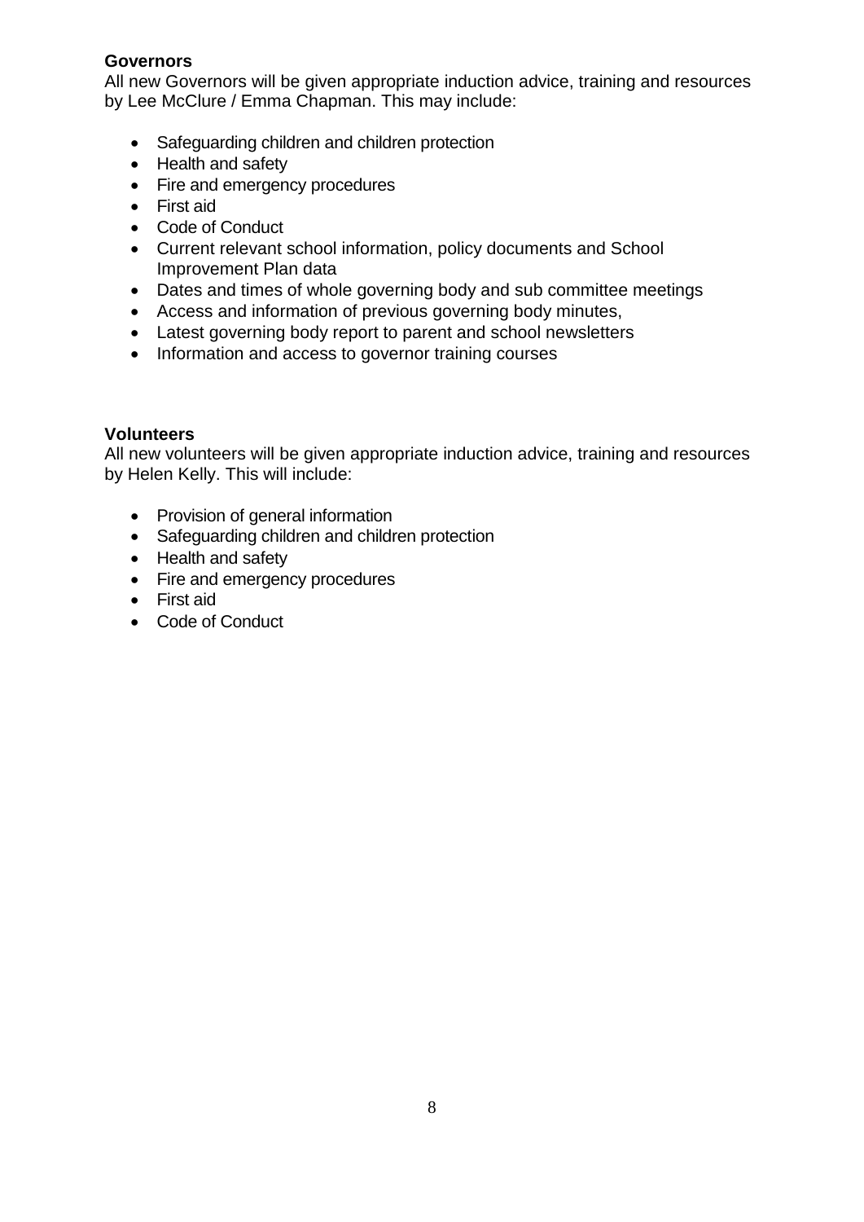**Governors**
All new Governors will be given appropriate induction advice, training and resources by Lee McClure / Emma Chapman. This may include:

- Safeguarding children and children protection
- Health and safety
- Fire and emergency procedures
- First aid
- Code of Conduct
- Current relevant school information, policy documents and School Improvement Plan data
- Dates and times of whole governing body and sub committee meetings
- Access and information of previous governing body minutes,
- Latest governing body report to parent and school newsletters
- Information and access to governor training courses

**Volunteers**
All new volunteers will be given appropriate induction advice, training and resources by Helen Kelly. This will include:

- Provision of general information
- Safeguarding children and children protection
- Health and safety
- Fire and emergency procedures
- First aid
- Code of Conduct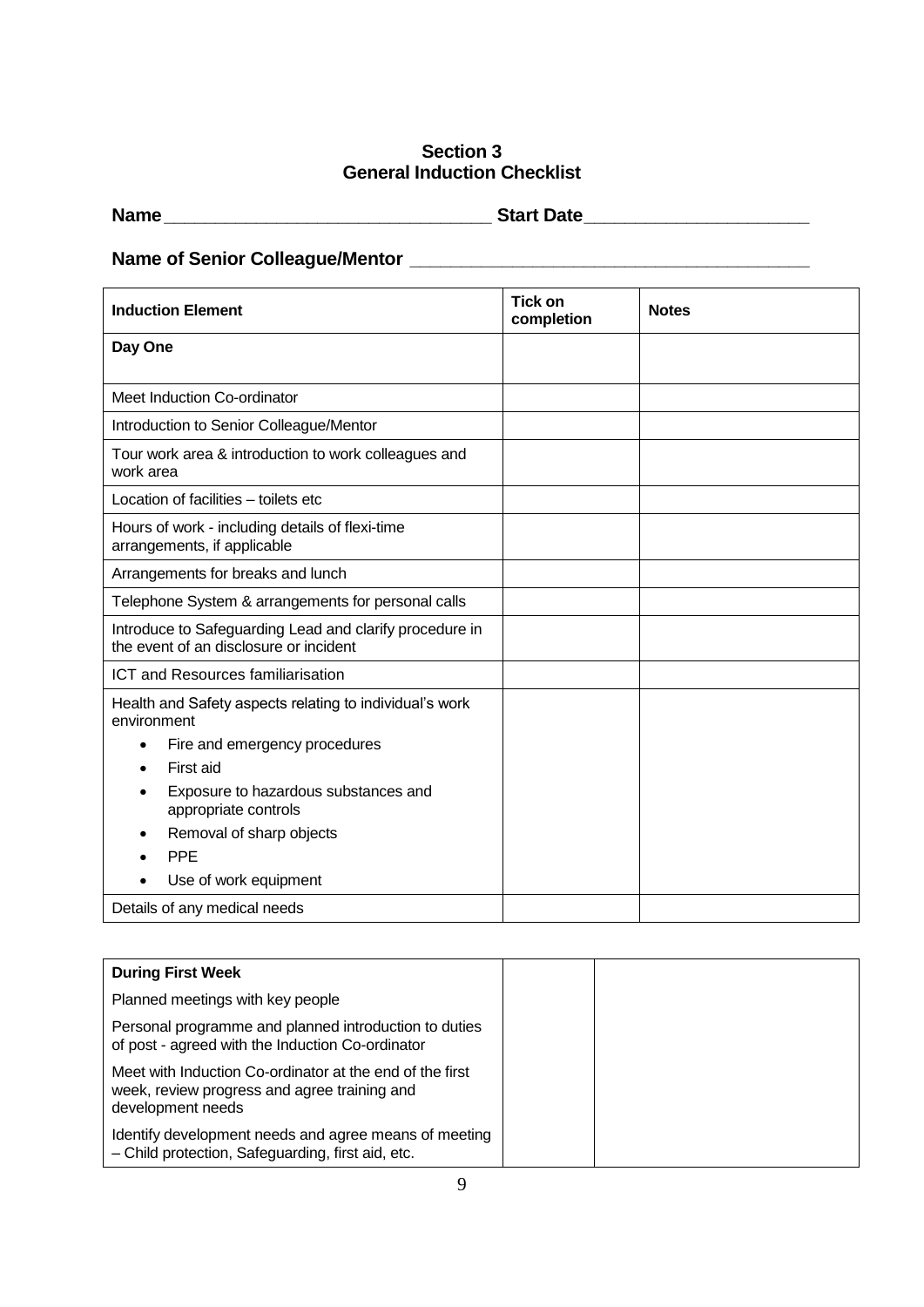## Section 3
## General Induction Checklist

**Name**\_\_\_\_\_\_\_\_\_\_\_\_\_\_\_\_\_\_\_\_\_\_\_\_\_\_\_\_\_\_\_\_\_ **Start Date**\_\_\_\_\_\_\_\_\_\_\_\_\_\_\_\_\_\_\_\_\_\_

**Name of Senior Colleague/Mentor** \_\_\_\_\_\_\_\_\_\_\_\_\_\_\_\_\_\_\_\_\_\_\_\_\_\_\_\_\_\_\_\_\_\_\_\_\_\_\_\_

| **Induction Element** | **Tick on completion** | **Notes** |
|---|---|---|
| **Day One** | | |
| Meet Induction Co-ordinator | | |
| Introduction to Senior Colleague/Mentor | | |
| Tour work area & introduction to work colleagues and work area | | |
| Location of facilities – toilets etc | | |
| Hours of work - including details of flexi-time arrangements, if applicable | | |
| Arrangements for breaks and lunch | | |
| Telephone System & arrangements for personal calls | | |
| Introduce to Safeguarding Lead and clarify procedure in the event of an disclosure or incident | | |
| ICT and Resources familiarisation | | |
| Health and Safety aspects relating to individual's work environment<br>• Fire and emergency procedures<br>• First aid<br>• Exposure to hazardous substances and appropriate controls<br>• Removal of sharp objects<br>• PPE<br>• Use of work equipment | | |
| Details of any medical needs | | |

| **During First Week** | | |
|---|---|---|
| Planned meetings with key people<br><br>Personal programme and planned introduction to duties of post - agreed with the Induction Co-ordinator<br><br>Meet with Induction Co-ordinator at the end of the first week, review progress and agree training and development needs<br><br>Identify development needs and agree means of meeting – Child protection, Safeguarding, first aid, etc. | | |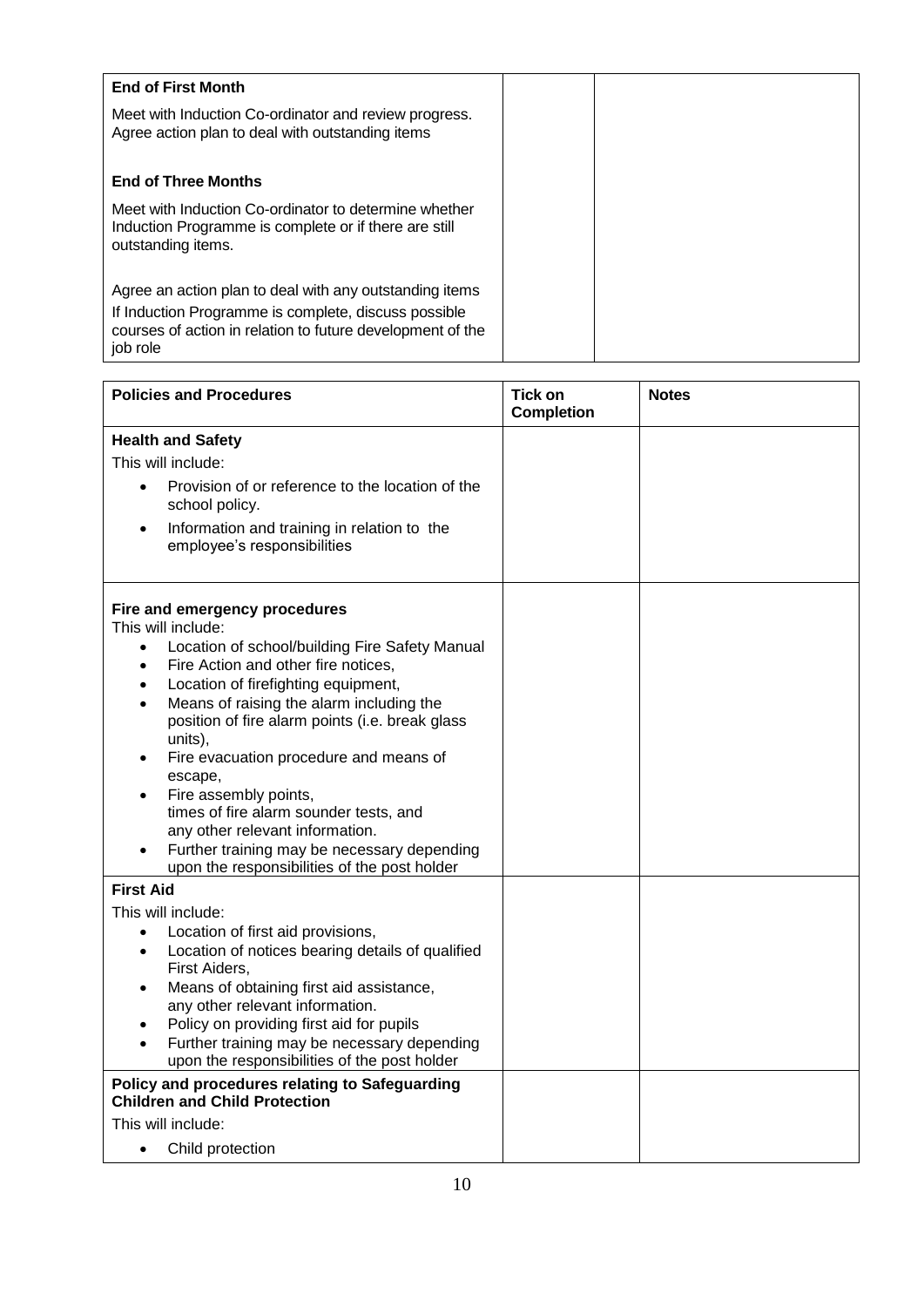| End of First Month | | |
|---|---|---|
| **End of First Month**<br><br>Meet with Induction Co-ordinator and review progress. Agree action plan to deal with outstanding items<br><br>**End of Three Months**<br><br>Meet with Induction Co-ordinator to determine whether Induction Programme is complete or if there are still outstanding items.<br><br>Agree an action plan to deal with any outstanding items<br><br>If Induction Programme is complete, discuss possible courses of action in relation to future development of the job role | | |

| Policies and Procedures | Tick on Completion | Notes |
|---|---|---|
| **Health and Safety**<br><br>This will include:<br>• Provision of or reference to the location of the school policy.<br>• Information and training in relation to the employee's responsibilities | | |
| **Fire and emergency procedures**<br><br>This will include:<br>• Location of school/building Fire Safety Manual<br>• Fire Action and other fire notices,<br>• Location of firefighting equipment,<br>• Means of raising the alarm including the position of fire alarm points (i.e. break glass units),<br>• Fire evacuation procedure and means of escape,<br>• Fire assembly points, times of fire alarm sounder tests, and any other relevant information.<br>• Further training may be necessary depending upon the responsibilities of the post holder | | |
| **First Aid**<br><br>This will include:<br>• Location of first aid provisions,<br>• Location of notices bearing details of qualified First Aiders,<br>• Means of obtaining first aid assistance, any other relevant information.<br>• Policy on providing first aid for pupils<br>• Further training may be necessary depending upon the responsibilities of the post holder | | |
| **Policy and procedures relating to Safeguarding Children and Child Protection**<br><br>This will include:<br>• Child protection | | |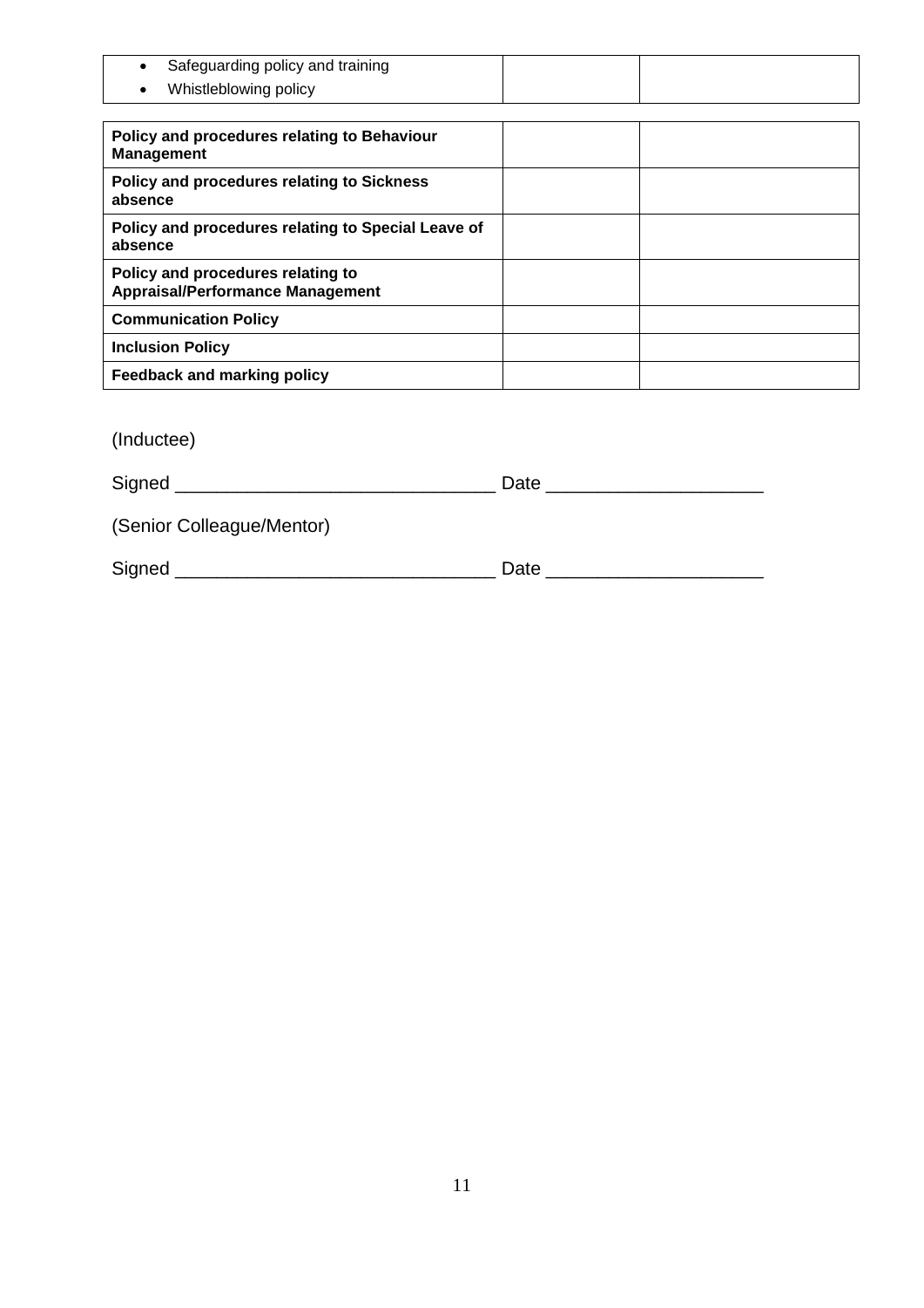| | | |
|---|---|---|
| <ul><li>Safeguarding policy and training</li><li>Whistleblowing policy</li></ul> | | |

| | | |
|---|---|---|
| **Policy and procedures relating to Behaviour Management** | | |
| **Policy and procedures relating to Sickness absence** | | |
| **Policy and procedures relating to Special Leave of absence** | | |
| **Policy and procedures relating to Appraisal/Performance Management** | | |
| **Communication Policy** | | |
| **Inclusion Policy** | | |
| **Feedback and marking policy** | | |

(Inductee)

Signed ______________________________ Date ____________________

(Senior Colleague/Mentor)

Signed ______________________________ Date ____________________